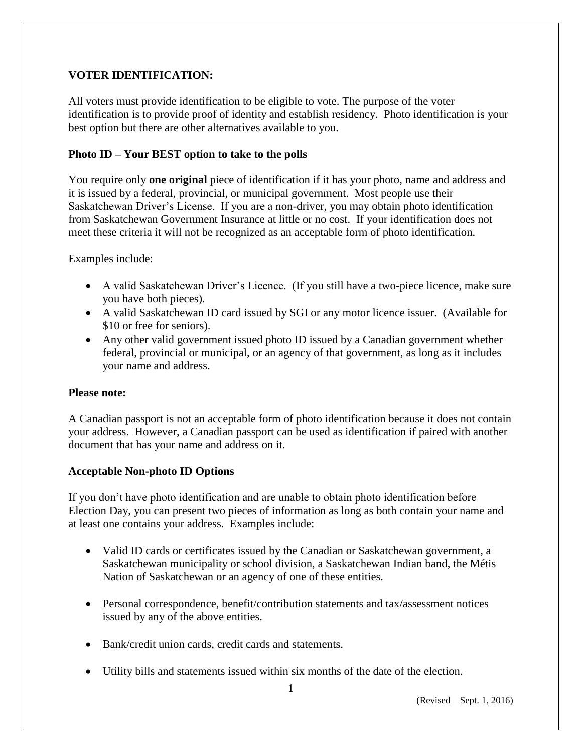## VOTER IDENTIFICATION:

All voters must provide identification to be eligible to vote. The purpose of the voter identification is to provide proof of identity and establish residency. Photo identification is your best option but there are other alternatives available to you.

### Photo ID – Your BEST option to take to the polls

You require only **one original** piece of identification if it has your photo, name and address and it is issued by a federal, provincial, or municipal government. Most people use their Saskatchewan Driver's License. If you are a non-driver, you may obtain photo identification from Saskatchewan Government Insurance at little or no cost. If your identification does not meet these criteria it will not be recognized as an acceptable form of photo identification.

Examples include:

- A valid Saskatchewan Driver's Licence. (If you still have a two-piece licence, make sure you have both pieces).
- A valid Saskatchewan ID card issued by SGI or any motor licence issuer. (Available for $10 or free for seniors).
- Any other valid government issued photo ID issued by a Canadian government whether federal, provincial or municipal, or an agency of that government, as long as it includes your name and address.

### Please note:

A Canadian passport is not an acceptable form of photo identification because it does not contain your address. However, a Canadian passport can be used as identification if paired with another document that has your name and address on it.

### Acceptable Non-photo ID Options

If you don't have photo identification and are unable to obtain photo identification before Election Day, you can present two pieces of information as long as both contain your name and at least one contains your address. Examples include:

- Valid ID cards or certificates issued by the Canadian or Saskatchewan government, a Saskatchewan municipality or school division, a Saskatchewan Indian band, the Métis Nation of Saskatchewan or an agency of one of these entities.
- Personal correspondence, benefit/contribution statements and tax/assessment notices issued by any of the above entities.
- Bank/credit union cards, credit cards and statements.
- Utility bills and statements issued within six months of the date of the election.

(Revised – Sept. 1, 2016)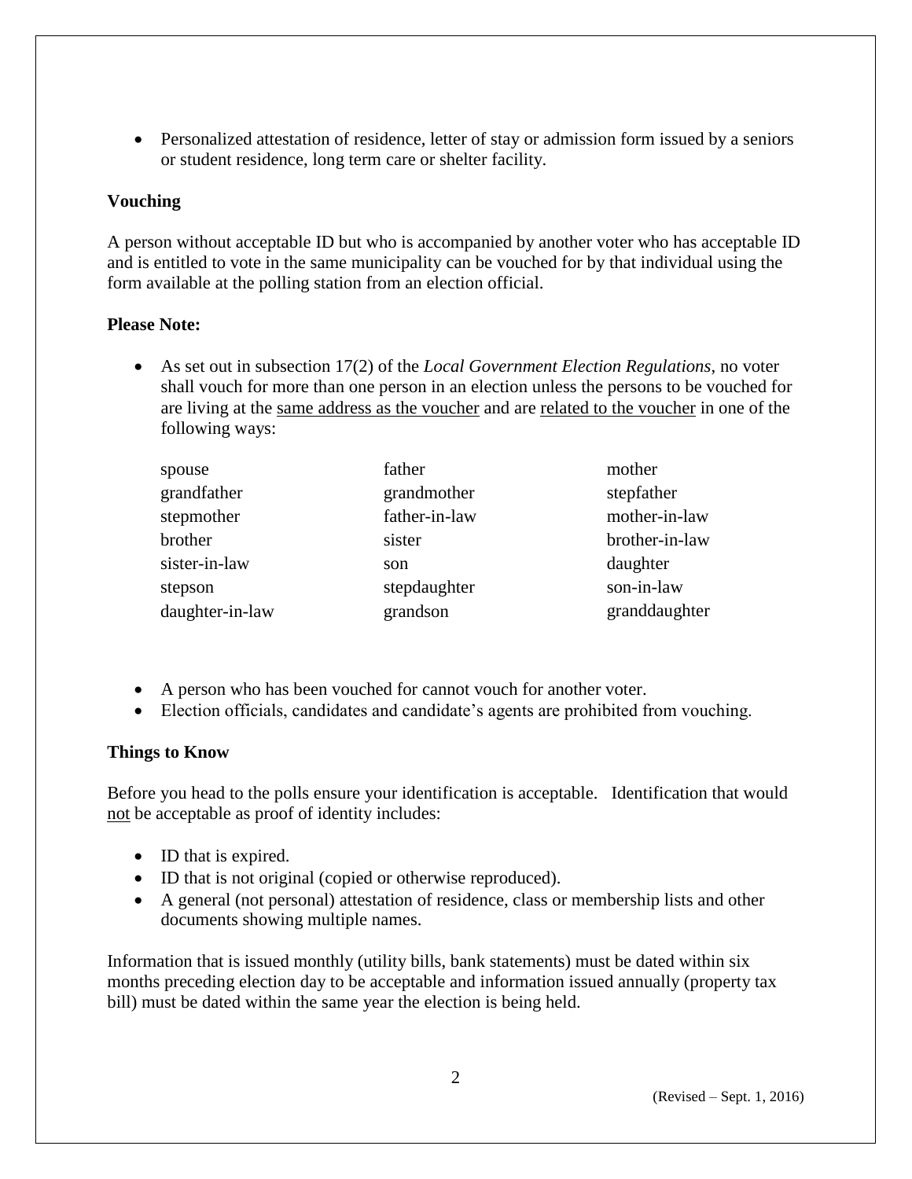- Personalized attestation of residence, letter of stay or admission form issued by a seniors or student residence, long term care or shelter facility.

**Vouching**

A person without acceptable ID but who is accompanied by another voter who has acceptable ID and is entitled to vote in the same municipality can be vouched for by that individual using the form available at the polling station from an election official.

**Please Note:**

- As set out in subsection 17(2) of the *Local Government Election Regulations*, no voter shall vouch for more than one person in an election unless the persons to be vouched for are living at the same address as the voucher and are related to the voucher in one of the following ways:

| | | |
|---|---|---|
| spouse | father | mother |
| grandfather | grandmother | stepfather |
| stepmother | father-in-law | mother-in-law |
| brother | sister | brother-in-law |
| sister-in-law | son | daughter |
| stepson | stepdaughter | son-in-law |
| daughter-in-law | grandson | granddaughter |

- A person who has been vouched for cannot vouch for another voter.
- Election officials, candidates and candidate's agents are prohibited from vouching.

**Things to Know**

Before you head to the polls ensure your identification is acceptable. Identification that would not be acceptable as proof of identity includes:

- ID that is expired.
- ID that is not original (copied or otherwise reproduced).
- A general (not personal) attestation of residence, class or membership lists and other documents showing multiple names.

Information that is issued monthly (utility bills, bank statements) must be dated within six months preceding election day to be acceptable and information issued annually (property tax bill) must be dated within the same year the election is being held.

(Revised – Sept. 1, 2016)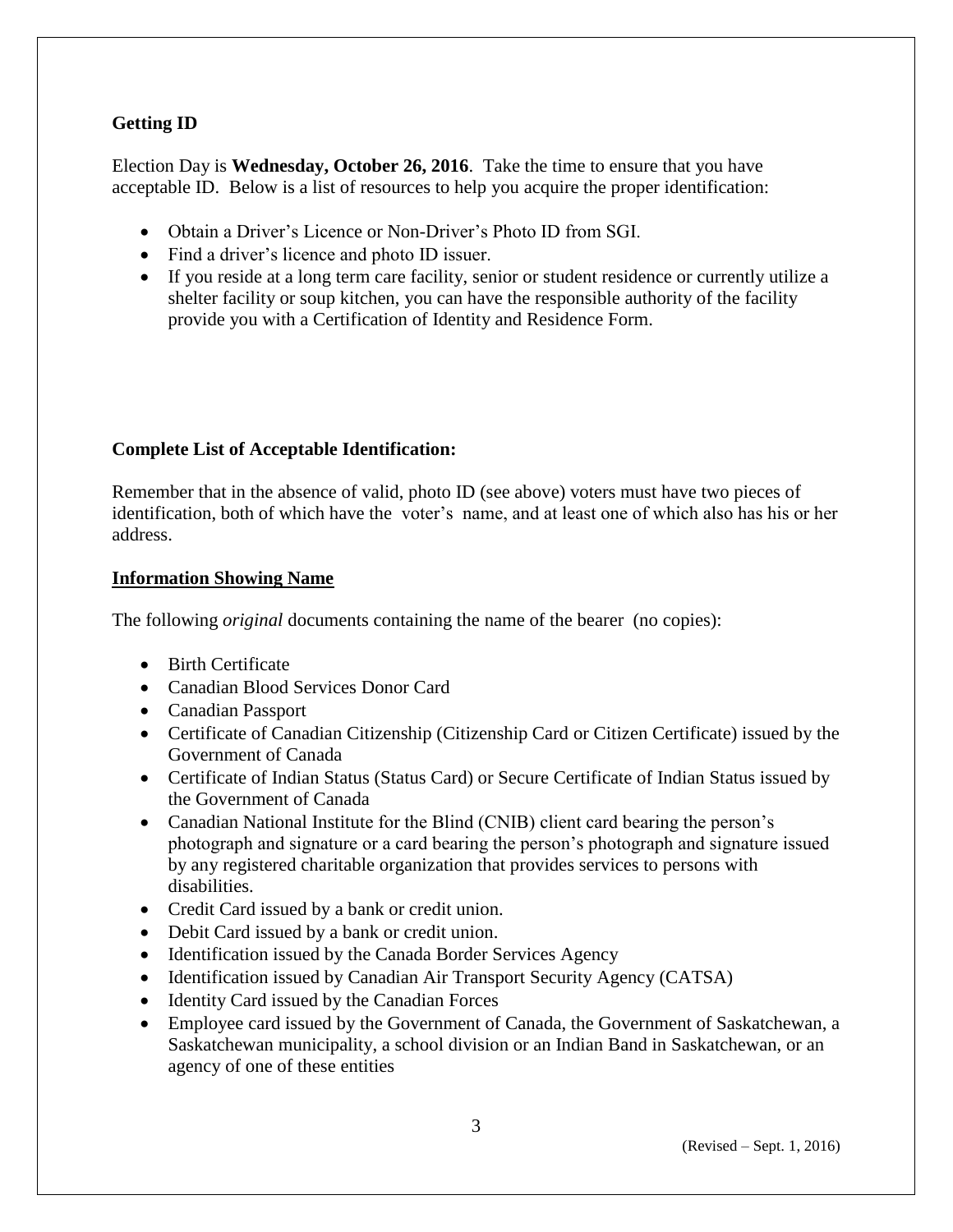## Getting ID

Election Day is **Wednesday, October 26, 2016**. Take the time to ensure that you have acceptable ID. Below is a list of resources to help you acquire the proper identification:

- Obtain a Driver's Licence or Non-Driver's Photo ID from SGI.
- Find a driver's licence and photo ID issuer.
- If you reside at a long term care facility, senior or student residence or currently utilize a shelter facility or soup kitchen, you can have the responsible authority of the facility provide you with a Certification of Identity and Residence Form.

## Complete List of Acceptable Identification:

Remember that in the absence of valid, photo ID (see above) voters must have two pieces of identification, both of which have the voter's name, and at least one of which also has his or her address.

### Information Showing Name

The following *original* documents containing the name of the bearer (no copies):

- Birth Certificate
- Canadian Blood Services Donor Card
- Canadian Passport
- Certificate of Canadian Citizenship (Citizenship Card or Citizen Certificate) issued by the Government of Canada
- Certificate of Indian Status (Status Card) or Secure Certificate of Indian Status issued by the Government of Canada
- Canadian National Institute for the Blind (CNIB) client card bearing the person's photograph and signature or a card bearing the person's photograph and signature issued by any registered charitable organization that provides services to persons with disabilities.
- Credit Card issued by a bank or credit union.
- Debit Card issued by a bank or credit union.
- Identification issued by the Canada Border Services Agency
- Identification issued by Canadian Air Transport Security Agency (CATSA)
- Identity Card issued by the Canadian Forces
- Employee card issued by the Government of Canada, the Government of Saskatchewan, a Saskatchewan municipality, a school division or an Indian Band in Saskatchewan, or an agency of one of these entities

(Revised – Sept. 1, 2016)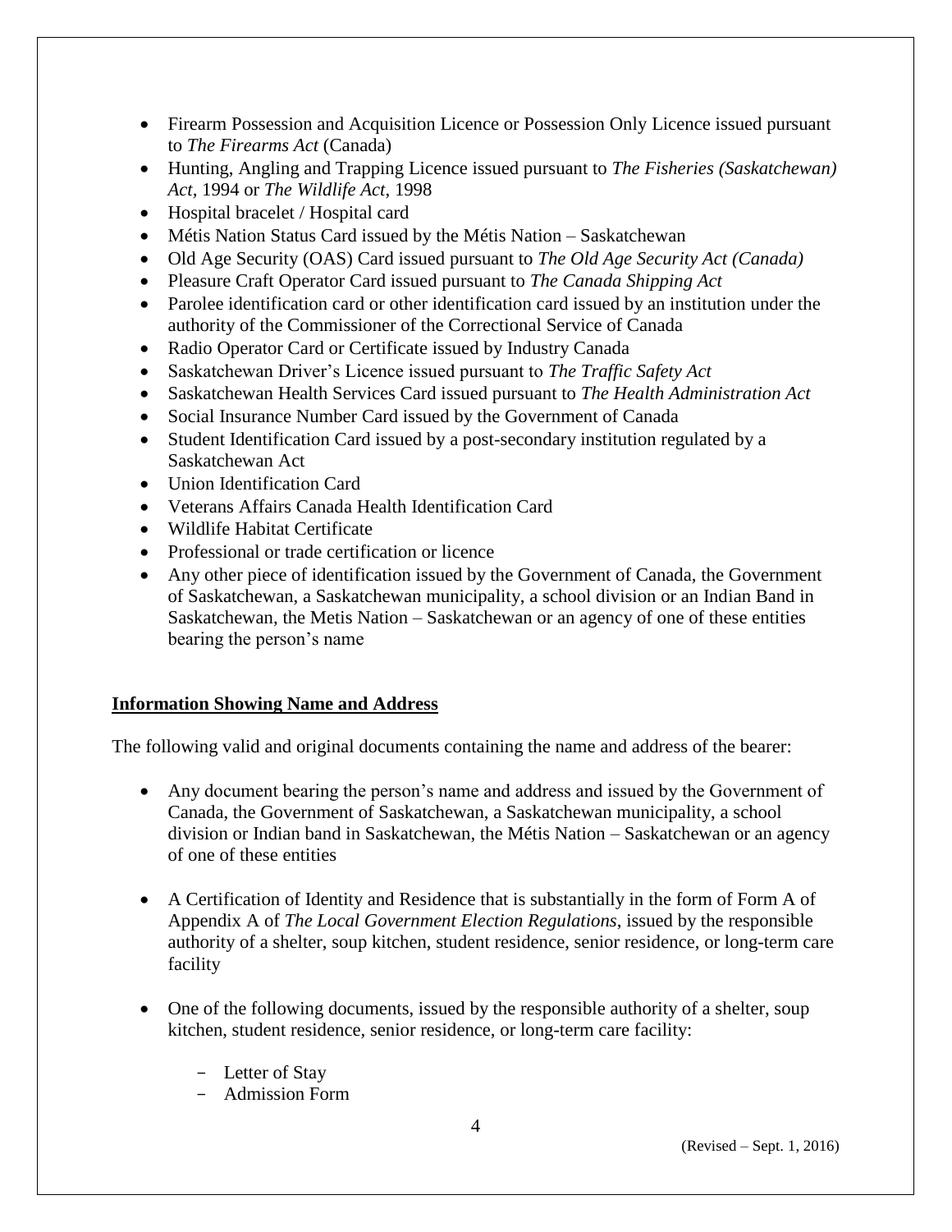- Firearm Possession and Acquisition Licence or Possession Only Licence issued pursuant to *The Firearms Act* (Canada)
- Hunting, Angling and Trapping Licence issued pursuant to *The Fisheries (Saskatchewan) Act*, 1994 or *The Wildlife Act*, 1998
- Hospital bracelet / Hospital card
- Métis Nation Status Card issued by the Métis Nation – Saskatchewan
- Old Age Security (OAS) Card issued pursuant to *The Old Age Security Act (Canada)*
- Pleasure Craft Operator Card issued pursuant to *The Canada Shipping Act*
- Parolee identification card or other identification card issued by an institution under the authority of the Commissioner of the Correctional Service of Canada
- Radio Operator Card or Certificate issued by Industry Canada
- Saskatchewan Driver's Licence issued pursuant to *The Traffic Safety Act*
- Saskatchewan Health Services Card issued pursuant to *The Health Administration Act*
- Social Insurance Number Card issued by the Government of Canada
- Student Identification Card issued by a post-secondary institution regulated by a Saskatchewan Act
- Union Identification Card
- Veterans Affairs Canada Health Identification Card
- Wildlife Habitat Certificate
- Professional or trade certification or licence
- Any other piece of identification issued by the Government of Canada, the Government of Saskatchewan, a Saskatchewan municipality, a school division or an Indian Band in Saskatchewan, the Metis Nation – Saskatchewan or an agency of one of these entities bearing the person's name

**Information Showing Name and Address**

The following valid and original documents containing the name and address of the bearer:

- Any document bearing the person's name and address and issued by the Government of Canada, the Government of Saskatchewan, a Saskatchewan municipality, a school division or Indian band in Saskatchewan, the Métis Nation – Saskatchewan or an agency of one of these entities

- A Certification of Identity and Residence that is substantially in the form of Form A of Appendix A of *The Local Government Election Regulations*, issued by the responsible authority of a shelter, soup kitchen, student residence, senior residence, or long-term care facility

- One of the following documents, issued by the responsible authority of a shelter, soup kitchen, student residence, senior residence, or long-term care facility:

  - Letter of Stay
  - Admission Form

(Revised – Sept. 1, 2016)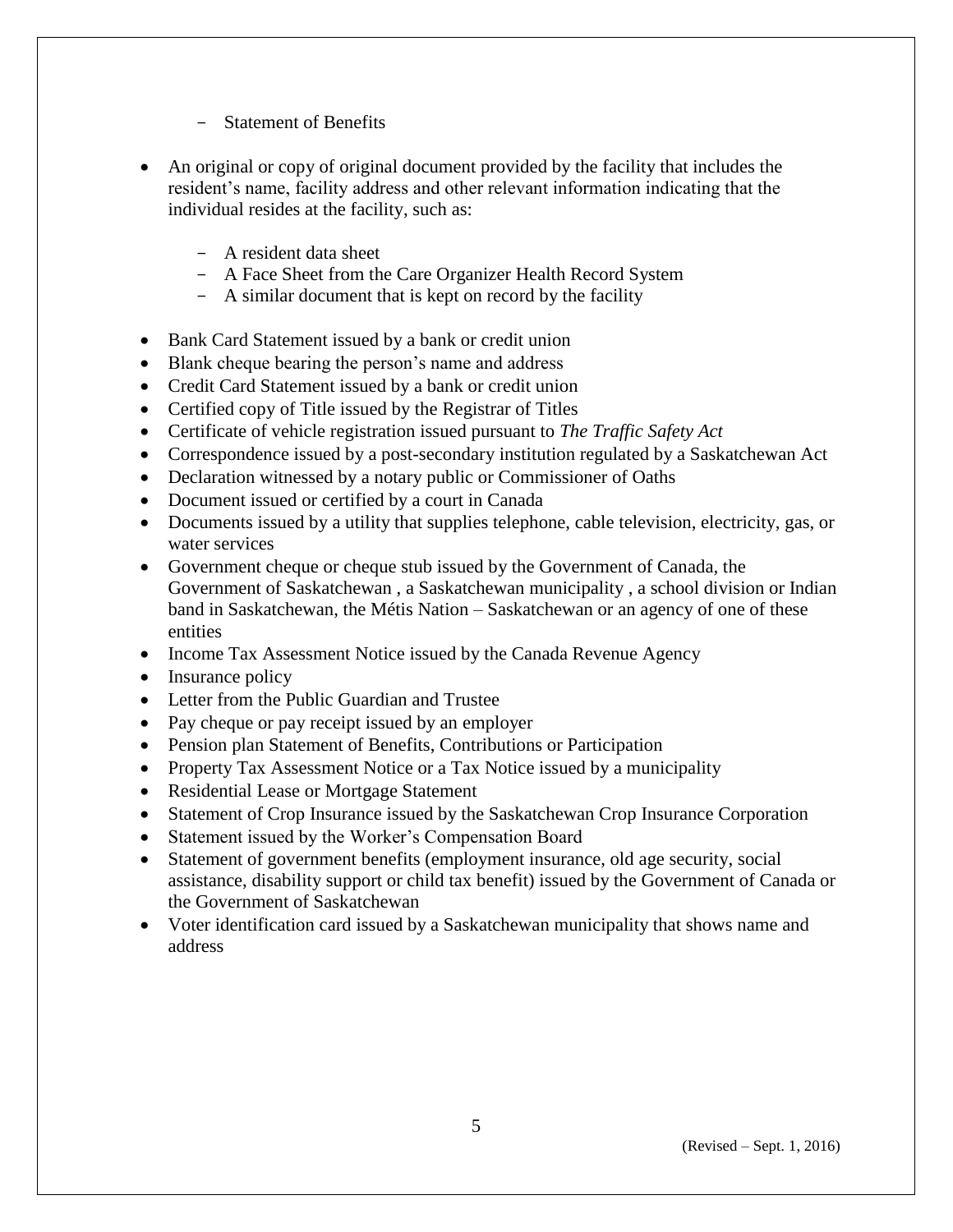- Statement of Benefits

- An original or copy of original document provided by the facility that includes the resident's name, facility address and other relevant information indicating that the individual resides at the facility, such as:

  - A resident data sheet
  - A Face Sheet from the Care Organizer Health Record System
  - A similar document that is kept on record by the facility

- Bank Card Statement issued by a bank or credit union
- Blank cheque bearing the person's name and address
- Credit Card Statement issued by a bank or credit union
- Certified copy of Title issued by the Registrar of Titles
- Certificate of vehicle registration issued pursuant to *The Traffic Safety Act*
- Correspondence issued by a post-secondary institution regulated by a Saskatchewan Act
- Declaration witnessed by a notary public or Commissioner of Oaths
- Document issued or certified by a court in Canada
- Documents issued by a utility that supplies telephone, cable television, electricity, gas, or water services
- Government cheque or cheque stub issued by the Government of Canada, the Government of Saskatchewan , a Saskatchewan municipality , a school division or Indian band in Saskatchewan, the Métis Nation – Saskatchewan or an agency of one of these entities
- Income Tax Assessment Notice issued by the Canada Revenue Agency
- Insurance policy
- Letter from the Public Guardian and Trustee
- Pay cheque or pay receipt issued by an employer
- Pension plan Statement of Benefits, Contributions or Participation
- Property Tax Assessment Notice or a Tax Notice issued by a municipality
- Residential Lease or Mortgage Statement
- Statement of Crop Insurance issued by the Saskatchewan Crop Insurance Corporation
- Statement issued by the Worker's Compensation Board
- Statement of government benefits (employment insurance, old age security, social assistance, disability support or child tax benefit) issued by the Government of Canada or the Government of Saskatchewan
- Voter identification card issued by a Saskatchewan municipality that shows name and address

(Revised – Sept. 1, 2016)